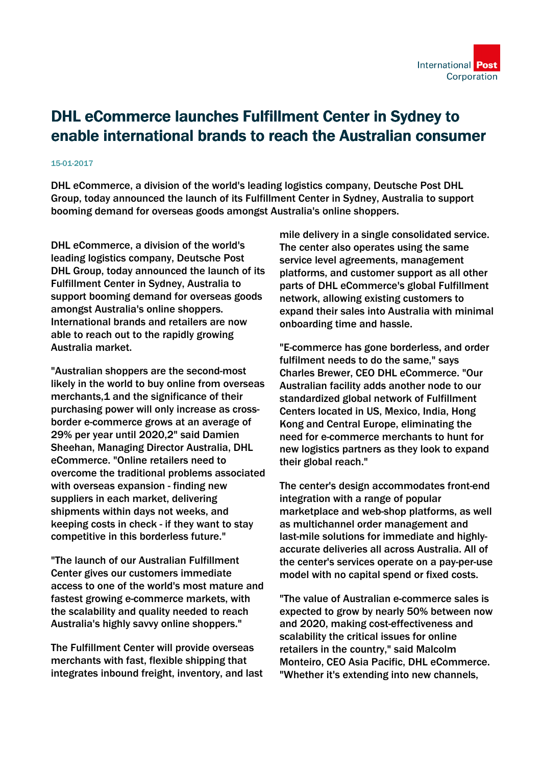# DHL eCommerce launches Fulfillment Center in Sydney to enable international brands to reach the Australian consumer

15-01-2017

DHL eCommerce, a division of the world's leading logistics company, Deutsche Post DHL Group, today announced the launch of its Fulfillment Center in Sydney, Australia to support booming demand for overseas goods amongst Australia's online shoppers.

DHL eCommerce, a division of the world's leading logistics company, Deutsche Post DHL Group, today announced the launch of its Fulfillment Center in Sydney, Australia to support booming demand for overseas goods amongst Australia's online shoppers. International brands and retailers are now able to reach out to the rapidly growing Australia market.

"Australian shoppers are the second-most likely in the world to buy online from overseas merchants,[1] and the significance of their purchasing power will only increase as cross-border e-commerce grows at an average of 29% per year until 2020,[2]" said Damien Sheehan, Managing Director Australia, DHL eCommerce. "Online retailers need to overcome the traditional problems associated with overseas expansion - finding new suppliers in each market, delivering shipments within days not weeks, and keeping costs in check - if they want to stay competitive in this borderless future."

"The launch of our Australian Fulfillment Center gives our customers immediate access to one of the world's most mature and fastest growing e-commerce markets, with the scalability and quality needed to reach Australia's highly savvy online shoppers."

The Fulfillment Center will provide overseas merchants with fast, flexible shipping that integrates inbound freight, inventory, and last mile delivery in a single consolidated service. The center also operates using the same service level agreements, management platforms, and customer support as all other parts of DHL eCommerce's global Fulfillment network, allowing existing customers to expand their sales into Australia with minimal onboarding time and hassle.

"E-commerce has gone borderless, and order fulfilment needs to do the same," says Charles Brewer, CEO DHL eCommerce. "Our Australian facility adds another node to our standardized global network of Fulfillment Centers located in US, Mexico, India, Hong Kong and Central Europe, eliminating the need for e-commerce merchants to hunt for new logistics partners as they look to expand their global reach."

The center's design accommodates front-end integration with a range of popular marketplace and web-shop platforms, as well as multichannel order management and last-mile solutions for immediate and highly-accurate deliveries all across Australia. All of the center's services operate on a pay-per-use model with no capital spend or fixed costs.

"The value of Australian e-commerce sales is expected to grow by nearly 50% between now and 2020, making cost-effectiveness and scalability the critical issues for online retailers in the country," said Malcolm Monteiro, CEO Asia Pacific, DHL eCommerce. "Whether it's extending into new channels,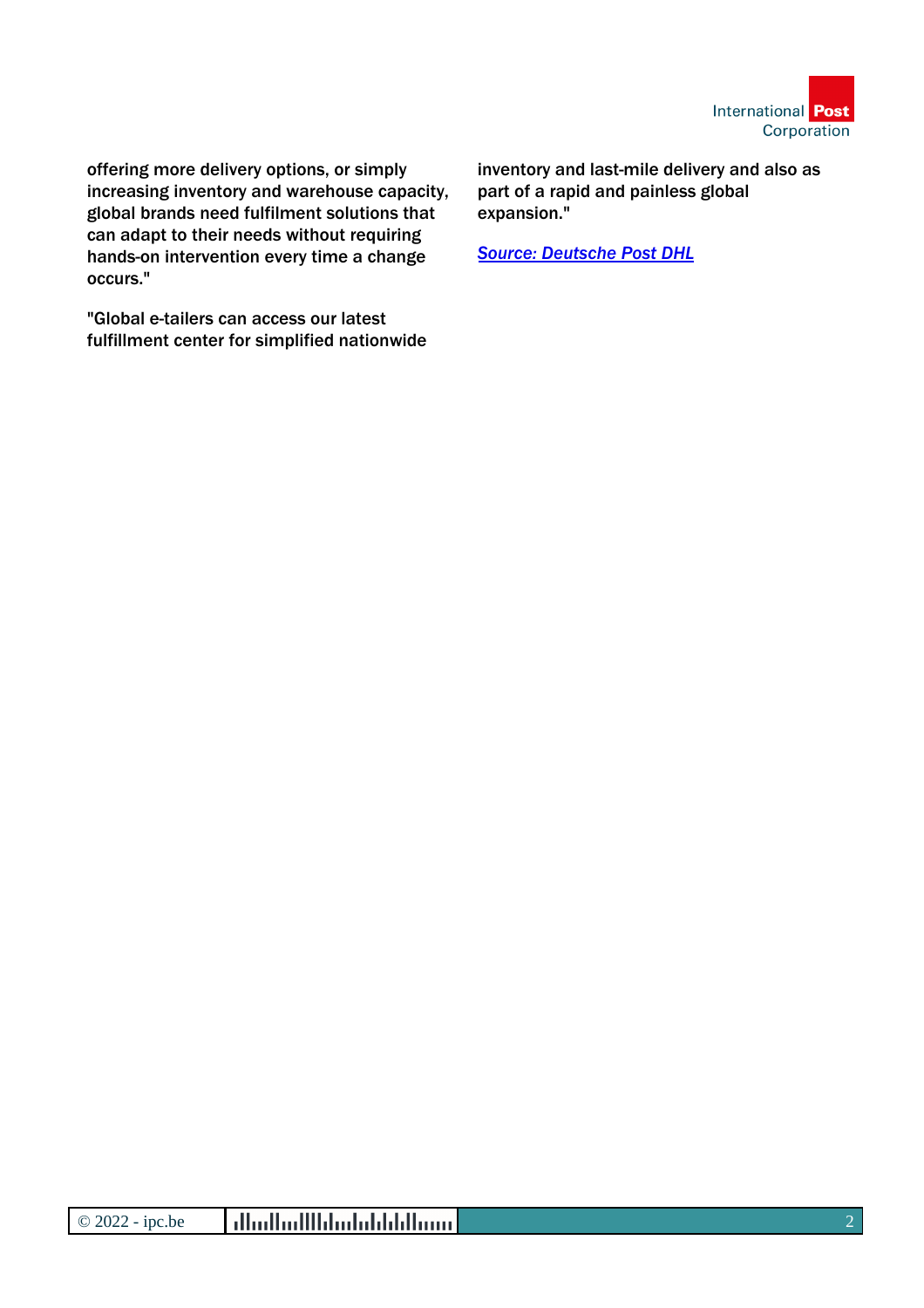offering more delivery options, or simply increasing inventory and warehouse capacity, global brands need fulfilment solutions that can adapt to their needs without requiring hands-on intervention every time a change occurs."

"Global e-tailers can access our latest fulfillment center for simplified nationwide inventory and last-mile delivery and also as part of a rapid and painless global expansion."

***Source: Deutsche Post DHL***